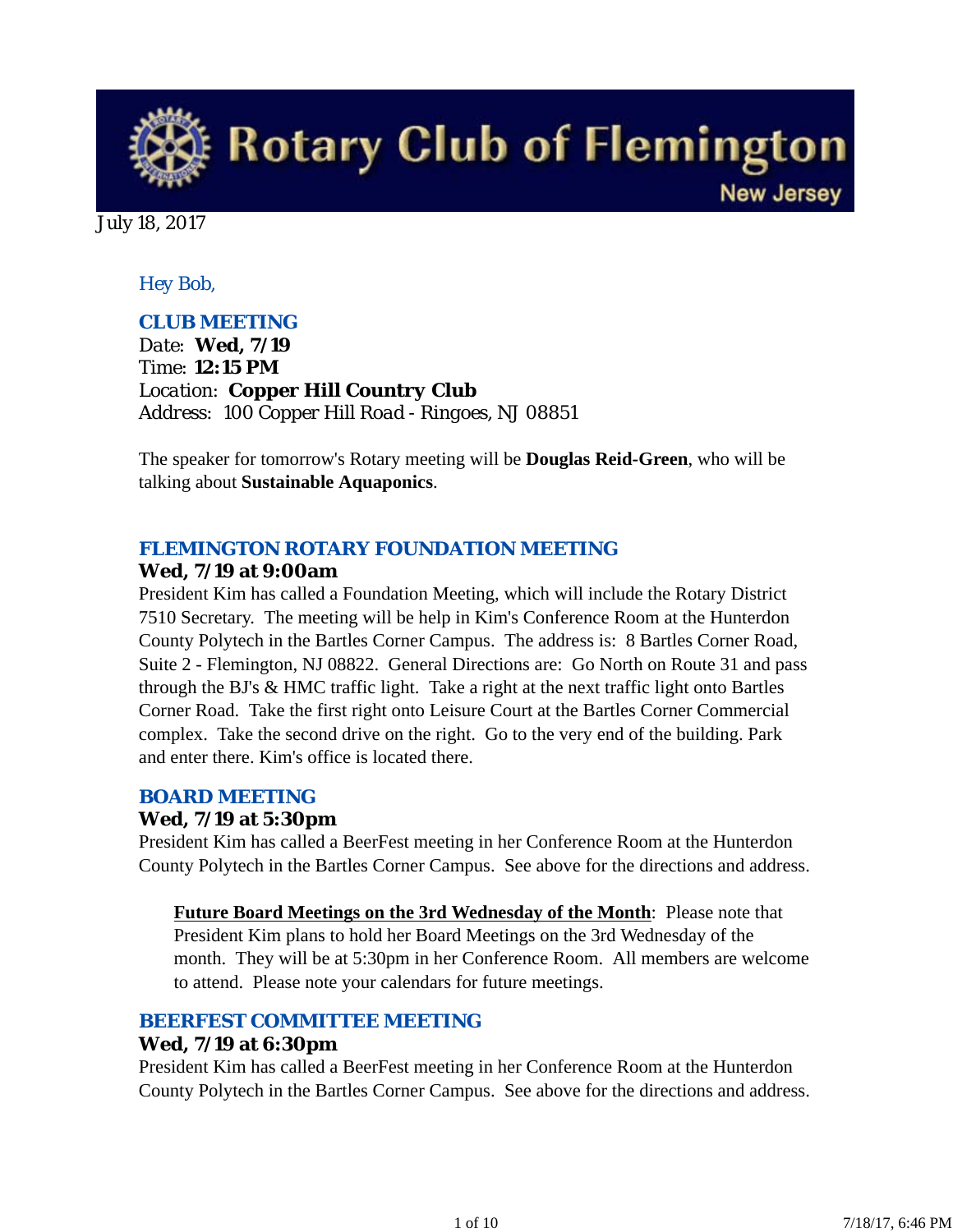# Rotary Club of Flemington New Jersey

July 18, 2017

*Hey Bob,*

## CLUB MEETING

Date: **Wed, 7/19**
Time: **12:15 PM**
Location: **Copper Hill Country Club**
Address: 100 Copper Hill Road - Ringoes, NJ 08851

The speaker for tomorrow's Rotary meeting will be **Douglas Reid-Green**, who will be talking about **Sustainable Aquaponics**.

## FLEMINGTON ROTARY FOUNDATION MEETING

**Wed, 7/19 at 9:00am**

President Kim has called a Foundation Meeting, which will include the Rotary District 7510 Secretary. The meeting will be help in Kim's Conference Room at the Hunterdon County Polytech in the Bartles Corner Campus. The address is: 8 Bartles Corner Road, Suite 2 - Flemington, NJ 08822. General Directions are: Go North on Route 31 and pass through the BJ's & HMC traffic light. Take a right at the next traffic light onto Bartles Corner Road. Take the first right onto Leisure Court at the Bartles Corner Commercial complex. Take the second drive on the right. Go to the very end of the building. Park and enter there. Kim's office is located there.

## BOARD MEETING

**Wed, 7/19 at 5:30pm**

President Kim has called a BeerFest meeting in her Conference Room at the Hunterdon County Polytech in the Bartles Corner Campus. See above for the directions and address.

> **Future Board Meetings on the 3rd Wednesday of the Month**: Please note that President Kim plans to hold her Board Meetings on the 3rd Wednesday of the month. They will be at 5:30pm in her Conference Room. All members are welcome to attend. Please note your calendars for future meetings.

## BEERFEST COMMITTEE MEETING

**Wed, 7/19 at 6:30pm**

President Kim has called a BeerFest meeting in her Conference Room at the Hunterdon County Polytech in the Bartles Corner Campus. See above for the directions and address.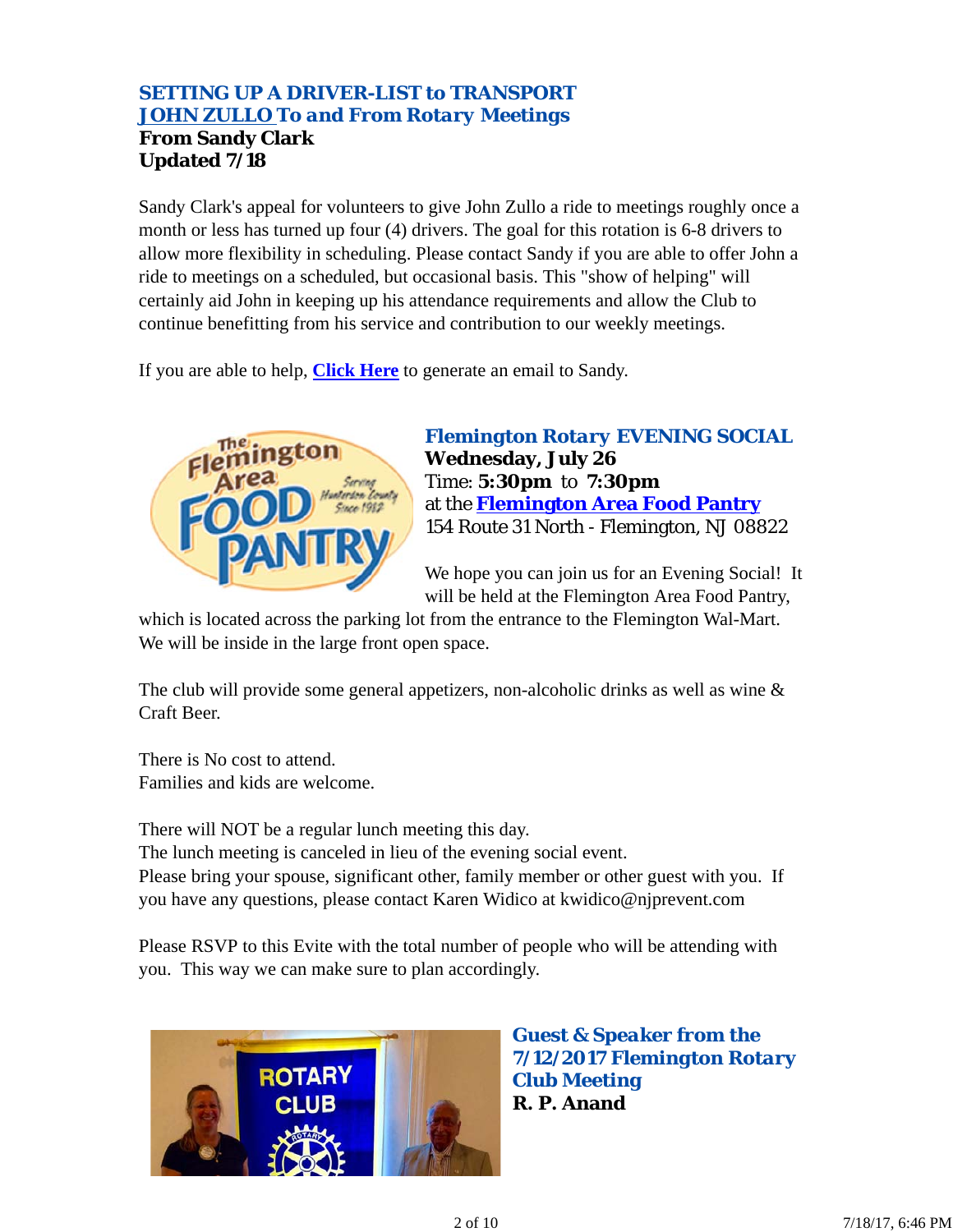### SETTING UP A DRIVER-LIST to TRANSPORT JOHN ZULLO To and From Rotary Meetings

**From Sandy Clark**
**Updated 7/18**

Sandy Clark's appeal for volunteers to give John Zullo a ride to meetings roughly once a month or less has turned up four (4) drivers. The goal for this rotation is 6-8 drivers to allow more flexibility in scheduling. Please contact Sandy if you are able to offer John a ride to meetings on a scheduled, but occasional basis. This "show of helping" will certainly aid John in keeping up his attendance requirements and allow the Club to continue benefitting from his service and contribution to our weekly meetings.

If you are able to help, **Click Here** to generate an email to Sandy.

### Flemington Rotary EVENING SOCIAL

**Wednesday, July 26**
Time: **5:30pm** to **7:30pm**
at the **Flemington Area Food Pantry**
154 Route 31 North - Flemington, NJ 08822

We hope you can join us for an Evening Social! It will be held at the Flemington Area Food Pantry, which is located across the parking lot from the entrance to the Flemington Wal-Mart. We will be inside in the large front open space.

The club will provide some general appetizers, non-alcoholic drinks as well as wine & Craft Beer.

There is No cost to attend.
Families and kids are welcome.

There will NOT be a regular lunch meeting this day.
The lunch meeting is canceled in lieu of the evening social event.
Please bring your spouse, significant other, family member or other guest with you. If you have any questions, please contact Karen Widico at kwidico@njprevent.com

Please RSVP to this Evite with the total number of people who will be attending with you. This way we can make sure to plan accordingly.

### Guest & Speaker from the 7/12/2017 Flemington Rotary Club Meeting

**R. P. Anand**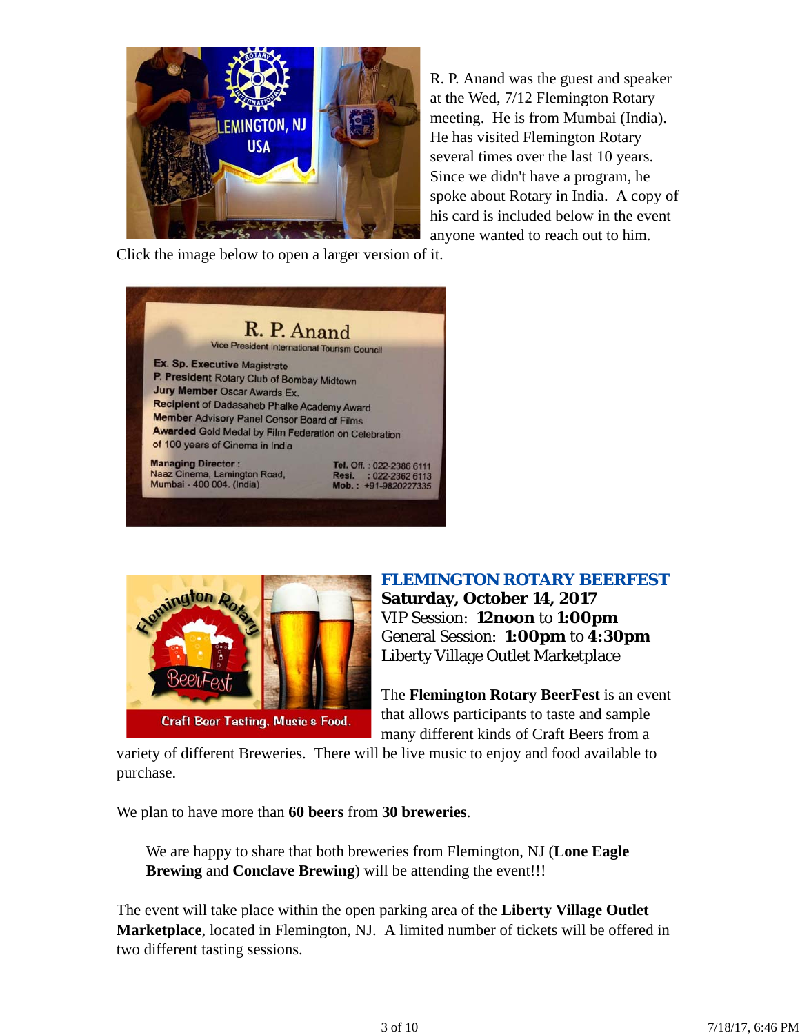R. P. Anand was the guest and speaker at the Wed, 7/12 Flemington Rotary meeting. He is from Mumbai (India). He has visited Flemington Rotary several times over the last 10 years. Since we didn't have a program, he spoke about Rotary in India. A copy of his card is included below in the event anyone wanted to reach out to him.

Click the image below to open a larger version of it.

R. P. Anand
Vice President International Tourism Council

**Ex. Sp. Executive** Magistrate
**P. President** Rotary Club of Bombay Midtown
**Jury Member** Oscar Awards Ex.
**Recipient** of Dadasaheb Phalke Academy Award
**Member** Advisory Panel Censor Board of Films
**Awarded** Gold Medal by Film Federation on Celebration of 100 years of Cinema in India

**Managing Director :**
Naaz Cinema, Lamington Road,
Mumbai - 400 004. (India)

**Tel.** Off. : 022-2386 6111
**Resi.** : 022-2362 6113
**Mob. :** +91-9820227335

## FLEMINGTON ROTARY BEERFEST

**Saturday, October 14, 2017**
VIP Session: **12noon** to **1:00pm**
General Session: **1:00pm** to **4:30pm**
Liberty Village Outlet Marketplace

The **Flemington Rotary BeerFest** is an event that allows participants to taste and sample many different kinds of Craft Beers from a variety of different Breweries. There will be live music to enjoy and food available to purchase.

We plan to have more than **60 beers** from **30 breweries**.

> We are happy to share that both breweries from Flemington, NJ (**Lone Eagle Brewing** and **Conclave Brewing**) will be attending the event!!!

The event will take place within the open parking area of the **Liberty Village Outlet Marketplace**, located in Flemington, NJ. A limited number of tickets will be offered in two different tasting sessions.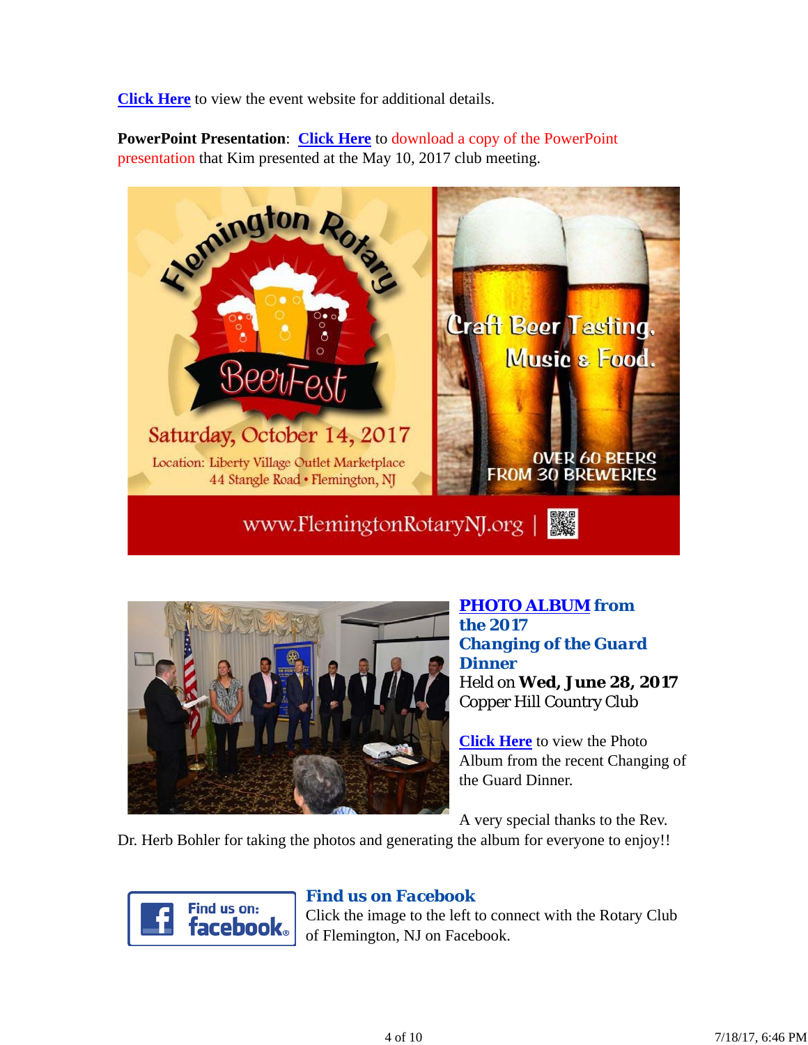**Click Here** to view the event website for additional details.

**PowerPoint Presentation**: **Click Here** to download a copy of the PowerPoint presentation that Kim presented at the May 10, 2017 club meeting.

Flemington Rotary BeerFest

Saturday, October 14, 2017

Location: Liberty Village Outlet Marketplace
44 Stangle Road • Flemington, NJ

Craft Beer Tasting, Music & Food.

OVER 60 BEERS FROM 30 BREWERIES

www.FlemingtonRotaryNJ.org

### PHOTO ALBUM from the 2017 Changing of the Guard Dinner

Held on **Wed, June 28, 2017**
Copper Hill Country Club

**Click Here** to view the Photo Album from the recent Changing of the Guard Dinner.

A very special thanks to the Rev. Dr. Herb Bohler for taking the photos and generating the album for everyone to enjoy!!

### Find us on Facebook

Click the image to the left to connect with the Rotary Club of Flemington, NJ on Facebook.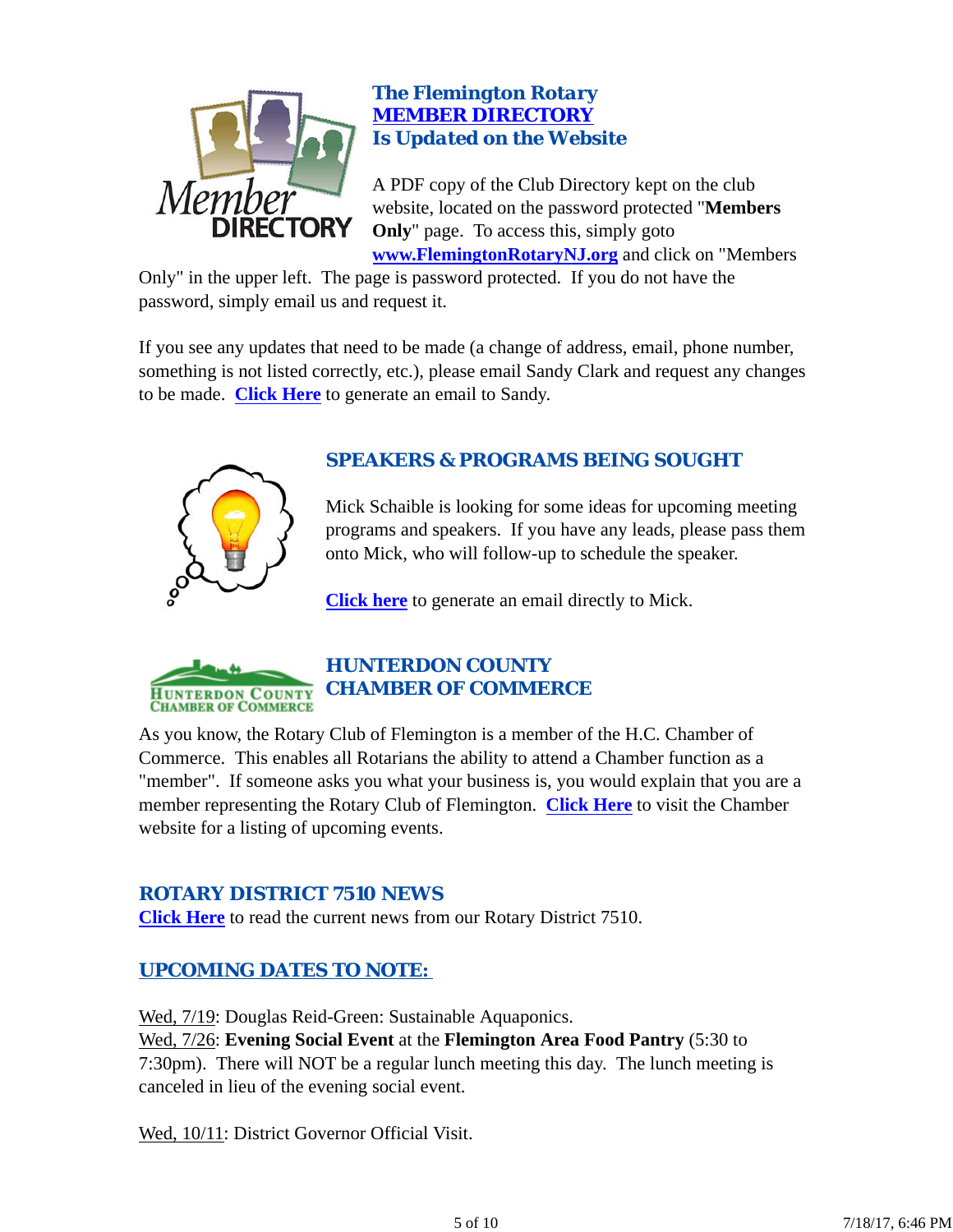## The Flemington Rotary MEMBER DIRECTORY Is Updated on the Website

A PDF copy of the Club Directory kept on the club website, located on the password protected "**Members Only**" page. To access this, simply goto **www.FlemingtonRotaryNJ.org** and click on "Members Only" in the upper left. The page is password protected. If you do not have the password, simply email us and request it.

If you see any updates that need to be made (a change of address, email, phone number, something is not listed correctly, etc.), please email Sandy Clark and request any changes to be made. **Click Here** to generate an email to Sandy.

## SPEAKERS & PROGRAMS BEING SOUGHT

Mick Schaible is looking for some ideas for upcoming meeting programs and speakers. If you have any leads, please pass them onto Mick, who will follow-up to schedule the speaker.

**Click here** to generate an email directly to Mick.

## HUNTERDON COUNTY CHAMBER OF COMMERCE

As you know, the Rotary Club of Flemington is a member of the H.C. Chamber of Commerce. This enables all Rotarians the ability to attend a Chamber function as a "member". If someone asks you what your business is, you would explain that you are a member representing the Rotary Club of Flemington. **Click Here** to visit the Chamber website for a listing of upcoming events.

## ROTARY DISTRICT 7510 NEWS

**Click Here** to read the current news from our Rotary District 7510.

## UPCOMING DATES TO NOTE:

Wed, 7/19: Douglas Reid-Green: Sustainable Aquaponics.
Wed, 7/26: **Evening Social Event** at the **Flemington Area Food Pantry** (5:30 to 7:30pm). There will NOT be a regular lunch meeting this day. The lunch meeting is canceled in lieu of the evening social event.

Wed, 10/11: District Governor Official Visit.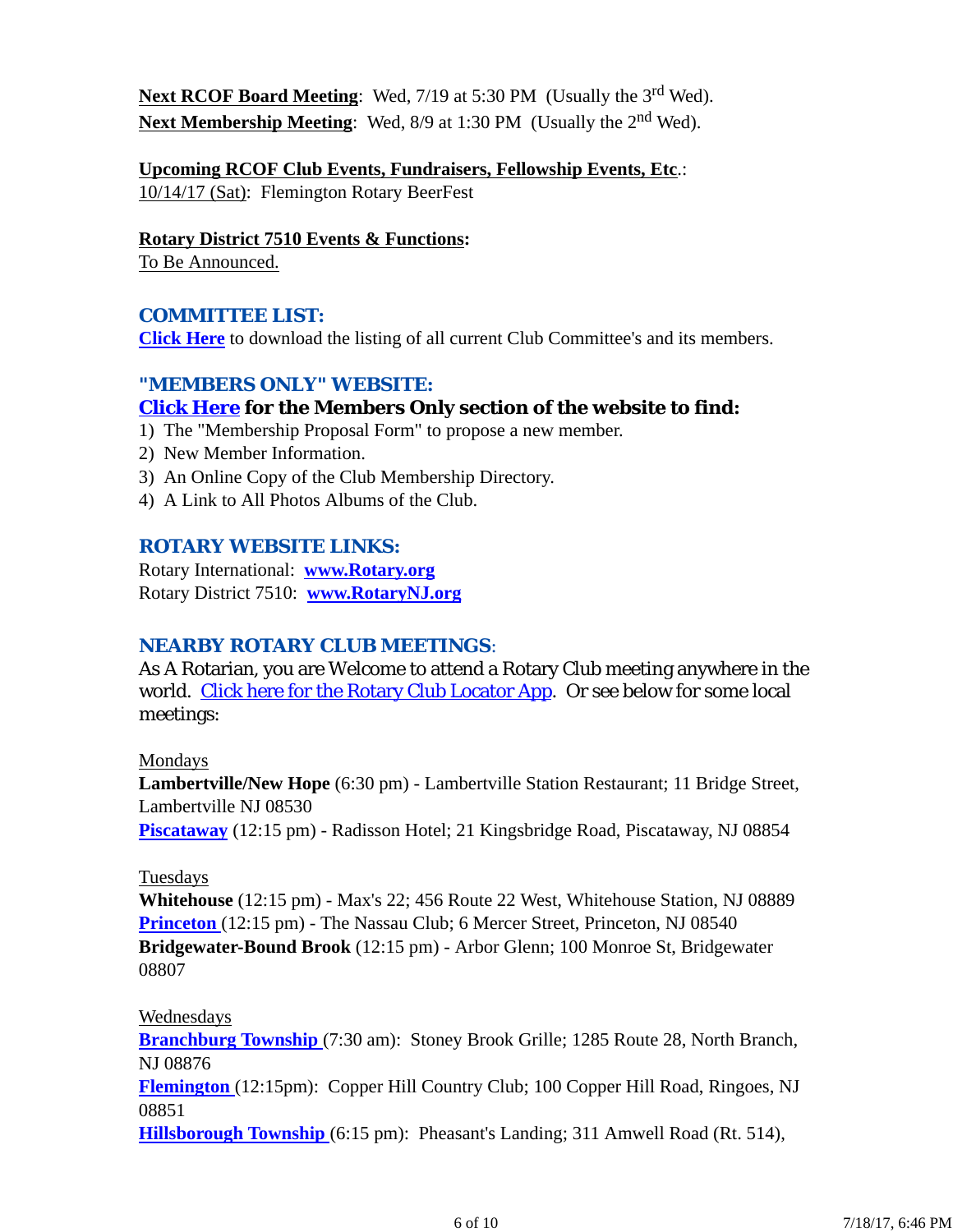**Next RCOF Board Meeting**: Wed, 7/19 at 5:30 PM (Usually the 3rd Wed).
**Next Membership Meeting**: Wed, 8/9 at 1:30 PM (Usually the 2nd Wed).

**Upcoming RCOF Club Events, Fundraisers, Fellowship Events, Etc**.:
10/14/17 (Sat): Flemington Rotary BeerFest

**Rotary District 7510 Events & Functions:**
To Be Announced.

## COMMITTEE LIST:

**Click Here** to download the listing of all current Club Committee's and its members.

## "MEMBERS ONLY" WEBSITE:

**Click Here for the Members Only section of the website to find:**

1) The "Membership Proposal Form" to propose a new member.
2) New Member Information.
3) An Online Copy of the Club Membership Directory.
4) A Link to All Photos Albums of the Club.

## ROTARY WEBSITE LINKS:

Rotary International: **www.Rotary.org**
Rotary District 7510: **www.RotaryNJ.org**

## NEARBY ROTARY CLUB MEETINGS:

As A Rotarian, you are Welcome to attend a Rotary Club meeting anywhere in the world. Click here for the Rotary Club Locator App. Or see below for some local meetings:

Mondays
**Lambertville/New Hope** (6:30 pm) - Lambertville Station Restaurant; 11 Bridge Street, Lambertville NJ 08530
**Piscataway** (12:15 pm) - Radisson Hotel; 21 Kingsbridge Road, Piscataway, NJ 08854

Tuesdays
**Whitehouse** (12:15 pm) - Max's 22; 456 Route 22 West, Whitehouse Station, NJ 08889
**Princeton** (12:15 pm) - The Nassau Club; 6 Mercer Street, Princeton, NJ 08540
**Bridgewater-Bound Brook** (12:15 pm) - Arbor Glenn; 100 Monroe St, Bridgewater 08807

Wednesdays
**Branchburg Township** (7:30 am): Stoney Brook Grille; 1285 Route 28, North Branch, NJ 08876
**Flemington** (12:15pm): Copper Hill Country Club; 100 Copper Hill Road, Ringoes, NJ 08851
**Hillsborough Township** (6:15 pm): Pheasant's Landing; 311 Amwell Road (Rt. 514),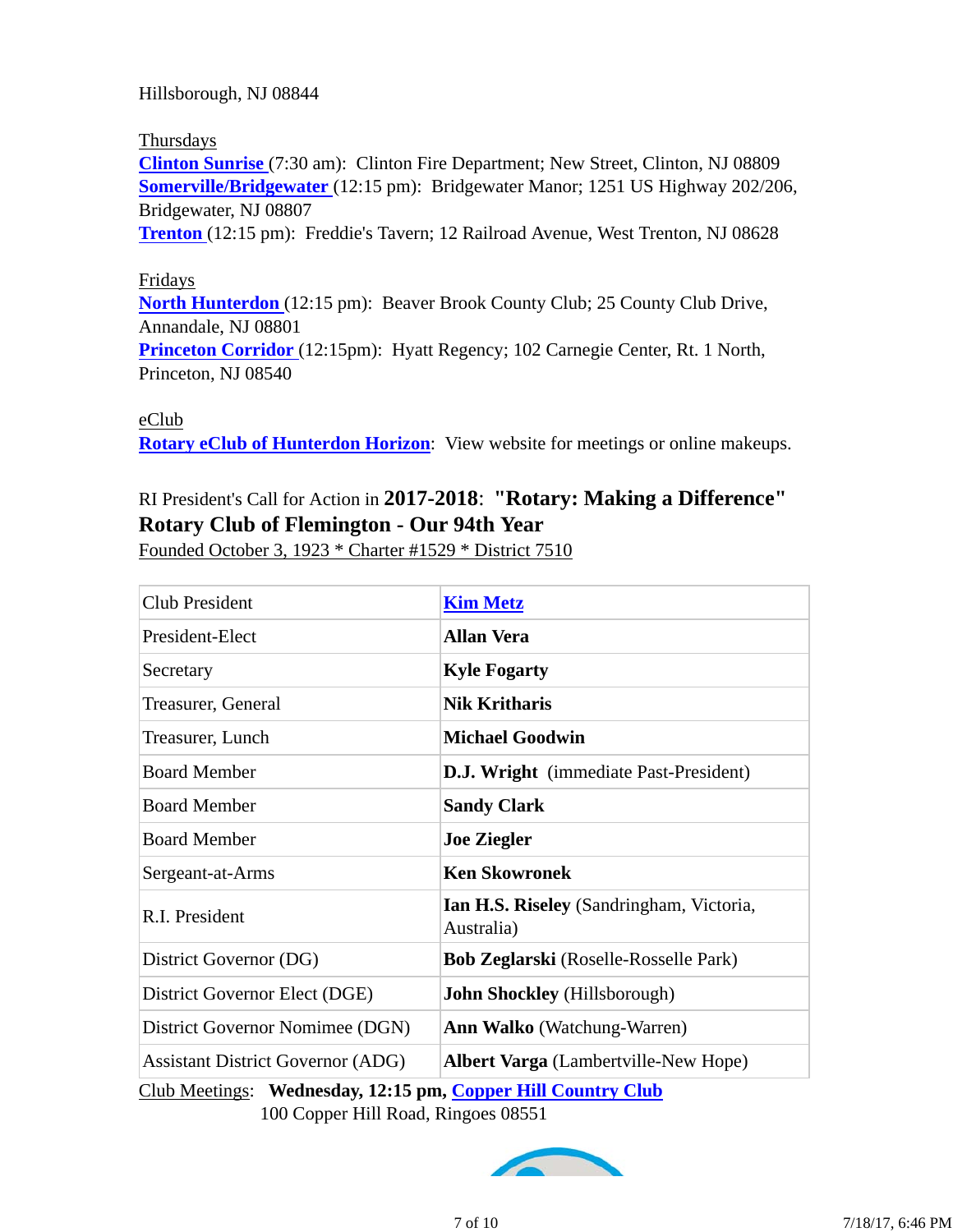Hillsborough, NJ 08844

Thursdays
**Clinton Sunrise** (7:30 am): Clinton Fire Department; New Street, Clinton, NJ 08809
**Somerville/Bridgewater** (12:15 pm): Bridgewater Manor; 1251 US Highway 202/206, Bridgewater, NJ 08807
**Trenton** (12:15 pm): Freddie's Tavern; 12 Railroad Avenue, West Trenton, NJ 08628

Fridays
**North Hunterdon** (12:15 pm): Beaver Brook County Club; 25 County Club Drive, Annandale, NJ 08801
**Princeton Corridor** (12:15pm): Hyatt Regency; 102 Carnegie Center, Rt. 1 North, Princeton, NJ 08540

eClub
**Rotary eClub of Hunterdon Horizon**: View website for meetings or online makeups.

RI President's Call for Action in **2017-2018**: **"Rotary: Making a Difference"**
**Rotary Club of Flemington - Our 94th Year**
Founded October 3, 1923 * Charter #1529 * District 7510

| | |
|---|---|
| Club President | **Kim Metz** |
| President-Elect | **Allan Vera** |
| Secretary | **Kyle Fogarty** |
| Treasurer, General | **Nik Kritharis** |
| Treasurer, Lunch | **Michael Goodwin** |
| Board Member | **D.J. Wright** (immediate Past-President) |
| Board Member | **Sandy Clark** |
| Board Member | **Joe Ziegler** |
| Sergeant-at-Arms | **Ken Skowronek** |
| R.I. President | **Ian H.S. Riseley** (Sandringham, Victoria, Australia) |
| District Governor (DG) | **Bob Zeglarski** (Roselle-Rosselle Park) |
| District Governor Elect (DGE) | **John Shockley** (Hillsborough) |
| District Governor Nominee (DGN) | **Ann Walko** (Watchung-Warren) |
| Assistant District Governor (ADG) | **Albert Varga** (Lambertville-New Hope) |

Club Meetings: **Wednesday, 12:15 pm, Copper Hill Country Club**
100 Copper Hill Road, Ringoes 08551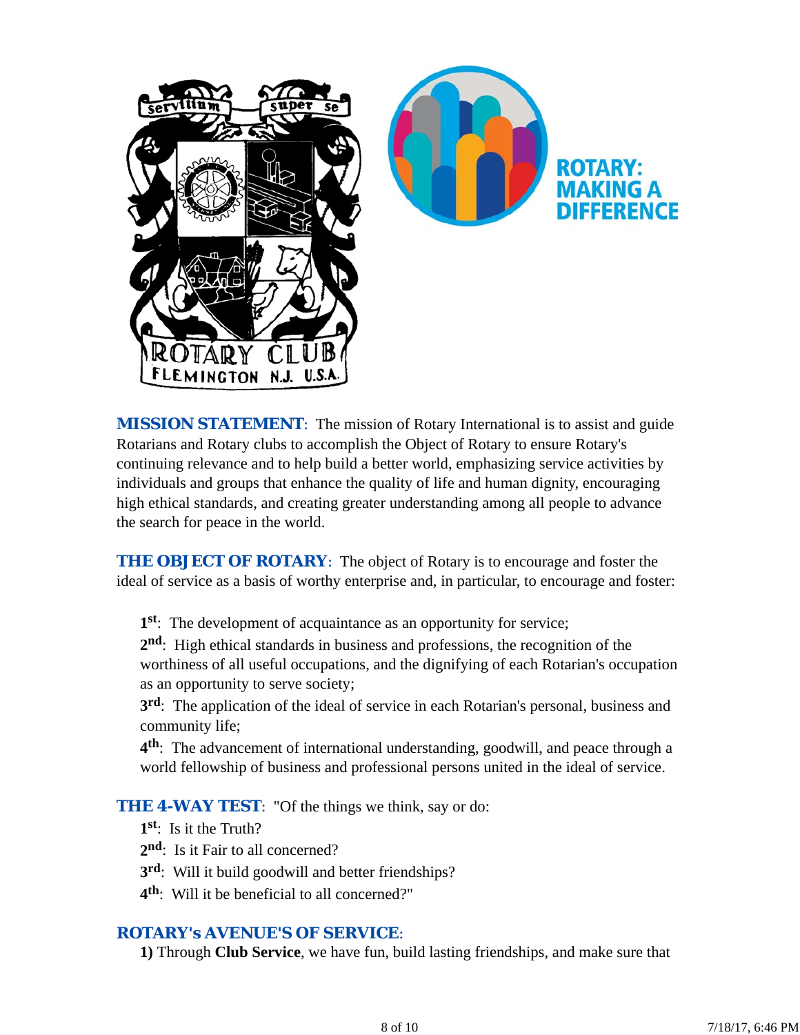ROTARY: MAKING A DIFFERENCE

**MISSION STATEMENT**: The mission of Rotary International is to assist and guide Rotarians and Rotary clubs to accomplish the Object of Rotary to ensure Rotary's continuing relevance and to help build a better world, emphasizing service activities by individuals and groups that enhance the quality of life and human dignity, encouraging high ethical standards, and creating greater understanding among all people to advance the search for peace in the world.

**THE OBJECT OF ROTARY**: The object of Rotary is to encourage and foster the ideal of service as a basis of worthy enterprise and, in particular, to encourage and foster:

**1st**: The development of acquaintance as an opportunity for service;

**2nd**: High ethical standards in business and professions, the recognition of the worthiness of all useful occupations, and the dignifying of each Rotarian's occupation as an opportunity to serve society;

**3rd**: The application of the ideal of service in each Rotarian's personal, business and community life;

**4th**: The advancement of international understanding, goodwill, and peace through a world fellowship of business and professional persons united in the ideal of service.

**THE 4-WAY TEST**: "Of the things we think, say or do:

**1st**: Is it the Truth?

**2nd**: Is it Fair to all concerned?

**3rd**: Will it build goodwill and better friendships?

**4th**: Will it be beneficial to all concerned?"

**ROTARY's AVENUE'S OF SERVICE**:

**1)** Through **Club Service**, we have fun, build lasting friendships, and make sure that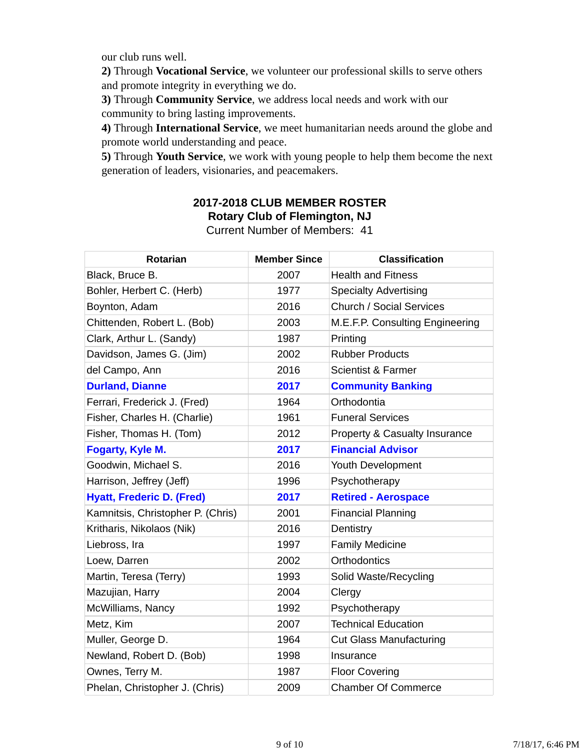our club runs well.

**2)** Through **Vocational Service**, we volunteer our professional skills to serve others and promote integrity in everything we do.

**3)** Through **Community Service**, we address local needs and work with our community to bring lasting improvements.

**4)** Through **International Service**, we meet humanitarian needs around the globe and promote world understanding and peace.

**5)** Through **Youth Service**, we work with young people to help them become the next generation of leaders, visionaries, and peacemakers.

**2017-2018 CLUB MEMBER ROSTER**
**Rotary Club of Flemington, NJ**
Current Number of Members: 41

| Rotarian | Member Since | Classification |
|---|---|---|
| Black, Bruce B. | 2007 | Health and Fitness |
| Bohler, Herbert C. (Herb) | 1977 | Specialty Advertising |
| Boynton, Adam | 2016 | Church / Social Services |
| Chittenden, Robert L. (Bob) | 2003 | M.E.F.P. Consulting Engineering |
| Clark, Arthur L. (Sandy) | 1987 | Printing |
| Davidson, James G. (Jim) | 2002 | Rubber Products |
| del Campo, Ann | 2016 | Scientist & Farmer |
| **Durland, Dianne** | **2017** | **Community Banking** |
| Ferrari, Frederick J. (Fred) | 1964 | Orthodontia |
| Fisher, Charles H. (Charlie) | 1961 | Funeral Services |
| Fisher, Thomas H. (Tom) | 2012 | Property & Casualty Insurance |
| **Fogarty, Kyle M.** | **2017** | **Financial Advisor** |
| Goodwin, Michael S. | 2016 | Youth Development |
| Harrison, Jeffrey (Jeff) | 1996 | Psychotherapy |
| **Hyatt, Frederic D. (Fred)** | **2017** | **Retired - Aerospace** |
| Kamnitsis, Christopher P. (Chris) | 2001 | Financial Planning |
| Kritharis, Nikolaos (Nik) | 2016 | Dentistry |
| Liebross, Ira | 1997 | Family Medicine |
| Loew, Darren | 2002 | Orthodontics |
| Martin, Teresa (Terry) | 1993 | Solid Waste/Recycling |
| Mazujian, Harry | 2004 | Clergy |
| McWilliams, Nancy | 1992 | Psychotherapy |
| Metz, Kim | 2007 | Technical Education |
| Muller, George D. | 1964 | Cut Glass Manufacturing |
| Newland, Robert D. (Bob) | 1998 | Insurance |
| Ownes, Terry M. | 1987 | Floor Covering |
| Phelan, Christopher J. (Chris) | 2009 | Chamber Of Commerce |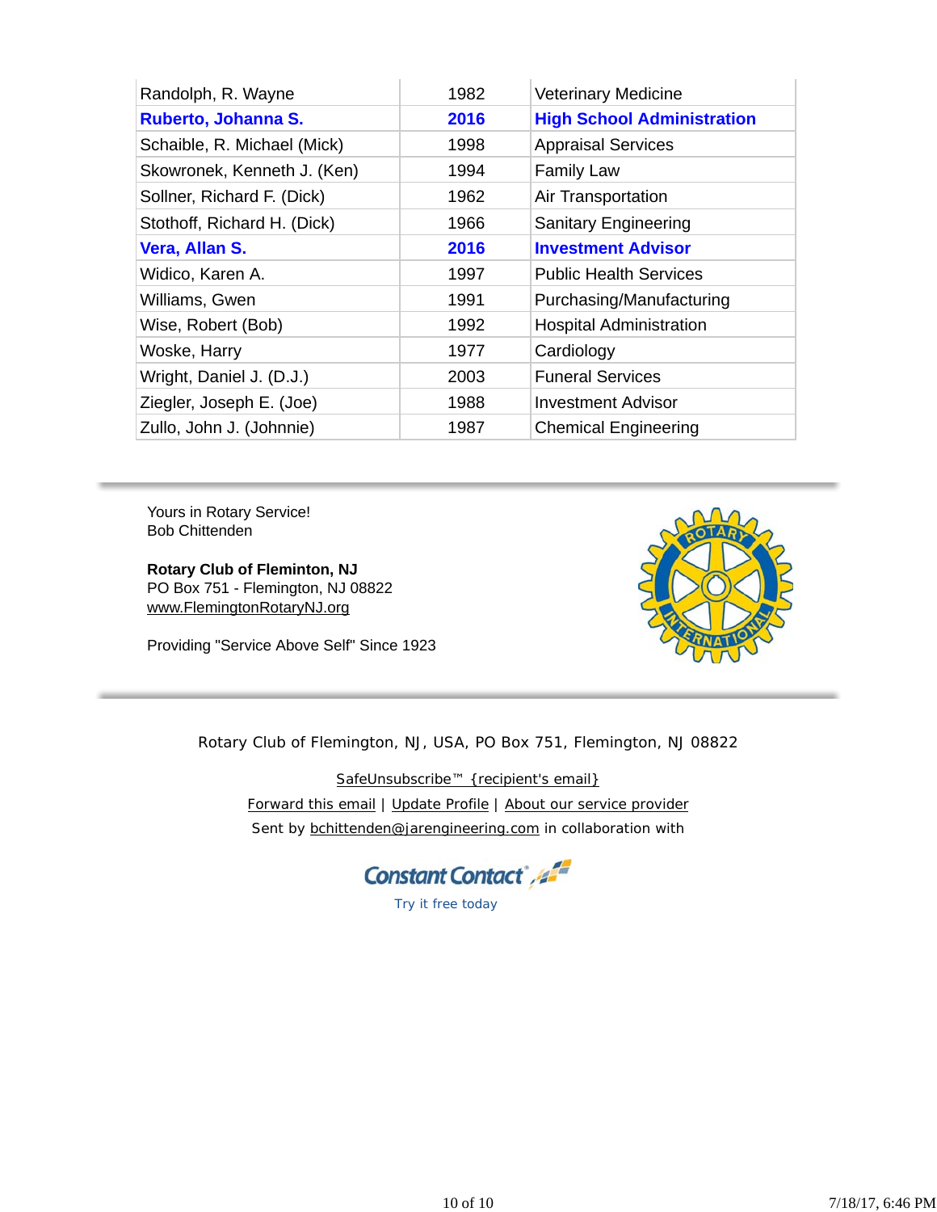| | | |
|---|---|---|
| Randolph, R. Wayne | 1982 | Veterinary Medicine |
| **Ruberto, Johanna S.** | **2016** | **High School Administration** |
| Schaible, R. Michael (Mick) | 1998 | Appraisal Services |
| Skowronek, Kenneth J. (Ken) | 1994 | Family Law |
| Sollner, Richard F. (Dick) | 1962 | Air Transportation |
| Stothoff, Richard H. (Dick) | 1966 | Sanitary Engineering |
| **Vera, Allan S.** | **2016** | **Investment Advisor** |
| Widico, Karen A. | 1997 | Public Health Services |
| Williams, Gwen | 1991 | Purchasing/Manufacturing |
| Wise, Robert (Bob) | 1992 | Hospital Administration |
| Woske, Harry | 1977 | Cardiology |
| Wright, Daniel J. (D.J.) | 2003 | Funeral Services |
| Ziegler, Joseph E. (Joe) | 1988 | Investment Advisor |
| Zullo, John J. (Johnnie) | 1987 | Chemical Engineering |

---

Yours in Rotary Service!
Bob Chittenden

**Rotary Club of Fleminton, NJ**
PO Box 751 - Flemington, NJ 08822
www.FlemingtonRotaryNJ.org

Providing "Service Above Self" Since 1923

---

Rotary Club of Flemington, NJ, USA, PO Box 751, Flemington, NJ 08822

SafeUnsubscribe™ {recipient's email}

Forward this email | Update Profile | About our service provider

Sent by bchittenden@jarengineering.com in collaboration with

Constant Contact

Try it free today